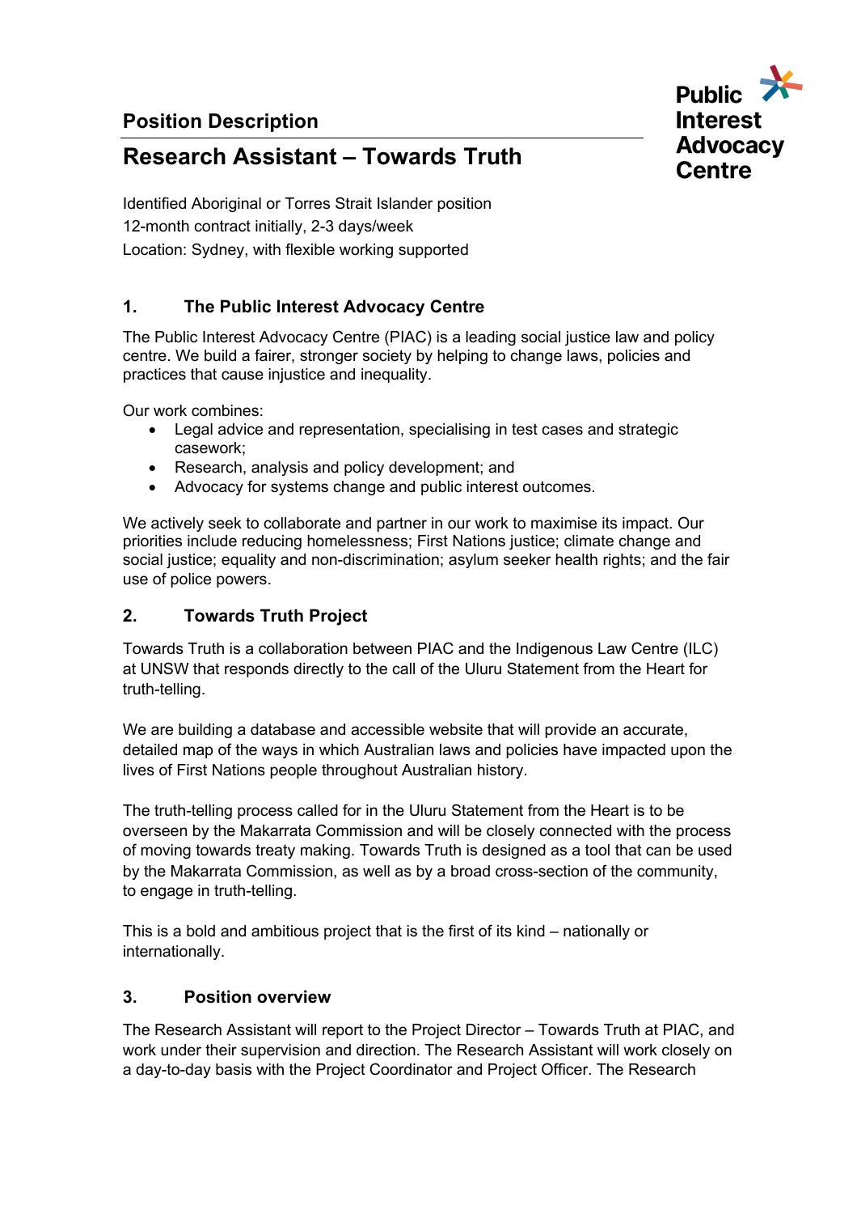**Position Description**

# Research Assistant – Towards Truth

Public Interest Advocacy Centre

Identified Aboriginal or Torres Strait Islander position
12-month contract initially, 2-3 days/week
Location: Sydney, with flexible working supported

## 1. The Public Interest Advocacy Centre

The Public Interest Advocacy Centre (PIAC) is a leading social justice law and policy centre. We build a fairer, stronger society by helping to change laws, policies and practices that cause injustice and inequality.

Our work combines:

- Legal advice and representation, specialising in test cases and strategic casework;
- Research, analysis and policy development; and
- Advocacy for systems change and public interest outcomes.

We actively seek to collaborate and partner in our work to maximise its impact. Our priorities include reducing homelessness; First Nations justice; climate change and social justice; equality and non-discrimination; asylum seeker health rights; and the fair use of police powers.

## 2. Towards Truth Project

Towards Truth is a collaboration between PIAC and the Indigenous Law Centre (ILC) at UNSW that responds directly to the call of the Uluru Statement from the Heart for truth-telling.

We are building a database and accessible website that will provide an accurate, detailed map of the ways in which Australian laws and policies have impacted upon the lives of First Nations people throughout Australian history.

The truth-telling process called for in the Uluru Statement from the Heart is to be overseen by the Makarrata Commission and will be closely connected with the process of moving towards treaty making. Towards Truth is designed as a tool that can be used by the Makarrata Commission, as well as by a broad cross-section of the community, to engage in truth-telling.

This is a bold and ambitious project that is the first of its kind – nationally or internationally.

## 3. Position overview

The Research Assistant will report to the Project Director – Towards Truth at PIAC, and work under their supervision and direction. The Research Assistant will work closely on a day-to-day basis with the Project Coordinator and Project Officer. The Research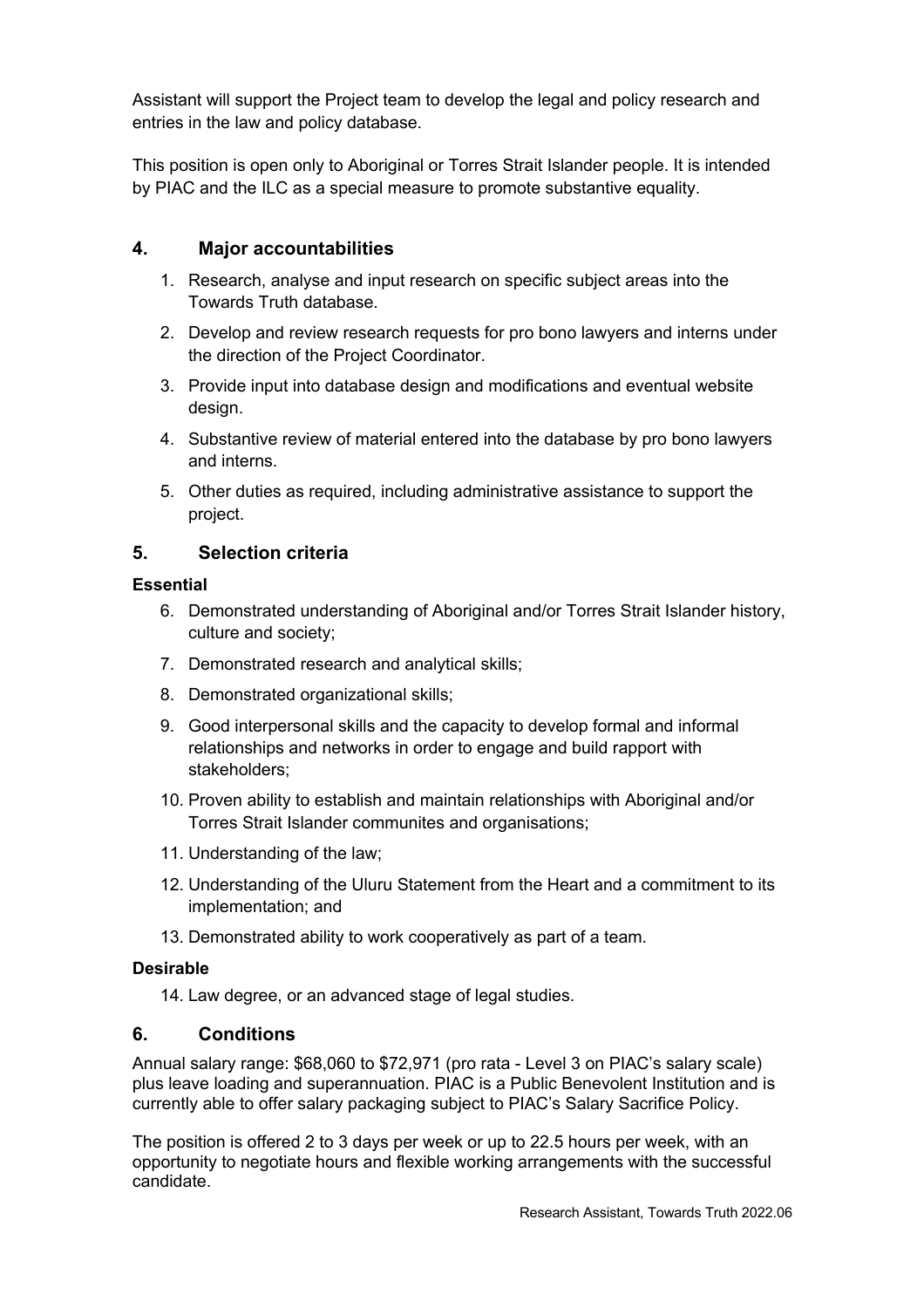Assistant will support the Project team to develop the legal and policy research and entries in the law and policy database.

This position is open only to Aboriginal or Torres Strait Islander people. It is intended by PIAC and the ILC as a special measure to promote substantive equality.

## 4. Major accountabilities

1. Research, analyse and input research on specific subject areas into the Towards Truth database.
2. Develop and review research requests for pro bono lawyers and interns under the direction of the Project Coordinator.
3. Provide input into database design and modifications and eventual website design.
4. Substantive review of material entered into the database by pro bono lawyers and interns.
5. Other duties as required, including administrative assistance to support the project.

## 5. Selection criteria

**Essential**

6. Demonstrated understanding of Aboriginal and/or Torres Strait Islander history, culture and society;
7. Demonstrated research and analytical skills;
8. Demonstrated organizational skills;
9. Good interpersonal skills and the capacity to develop formal and informal relationships and networks in order to engage and build rapport with stakeholders;
10. Proven ability to establish and maintain relationships with Aboriginal and/or Torres Strait Islander communites and organisations;
11. Understanding of the law;
12. Understanding of the Uluru Statement from the Heart and a commitment to its implementation; and
13. Demonstrated ability to work cooperatively as part of a team.

**Desirable**

14. Law degree, or an advanced stage of legal studies.

## 6. Conditions

Annual salary range: $68,060 to $72,971 (pro rata - Level 3 on PIAC's salary scale) plus leave loading and superannuation. PIAC is a Public Benevolent Institution and is currently able to offer salary packaging subject to PIAC's Salary Sacrifice Policy.

The position is offered 2 to 3 days per week or up to 22.5 hours per week, with an opportunity to negotiate hours and flexible working arrangements with the successful candidate.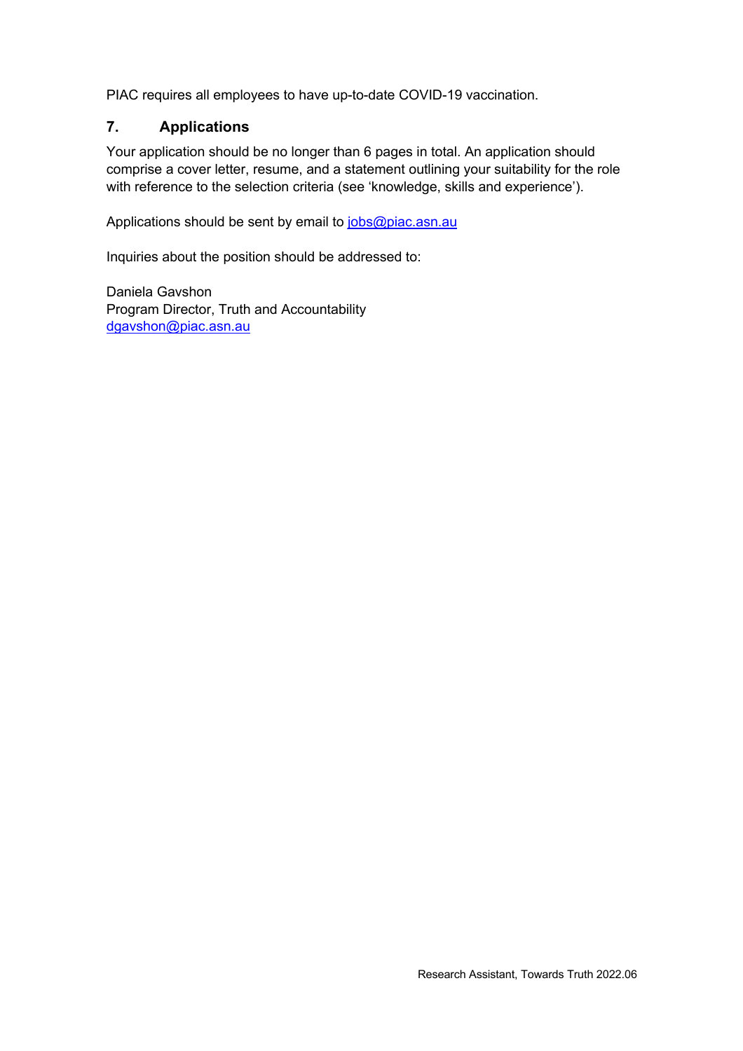PIAC requires all employees to have up-to-date COVID-19 vaccination.

## 7. Applications

Your application should be no longer than 6 pages in total. An application should comprise a cover letter, resume, and a statement outlining your suitability for the role with reference to the selection criteria (see ‘knowledge, skills and experience’).

Applications should be sent by email to jobs@piac.asn.au

Inquiries about the position should be addressed to:

Daniela Gavshon
Program Director, Truth and Accountability
dgavshon@piac.asn.au